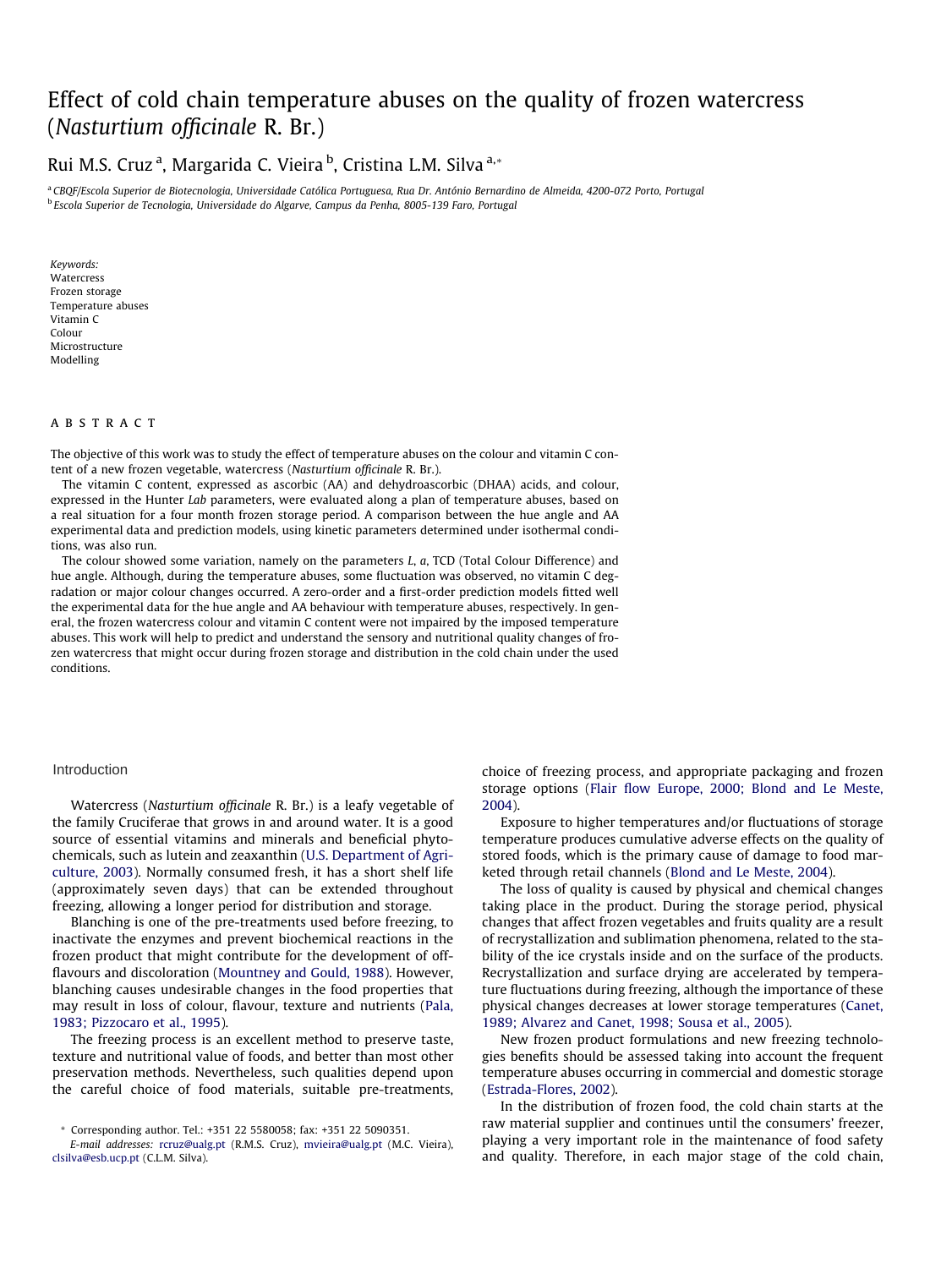# Effect of cold chain temperature abuses on the quality of frozen watercress (*Nasturtium officinale* R. Br.)

Rui M.S. Cruz [a], Margarida C. Vieira [b], Cristina L.M. Silva [a,*]

[a] CBQF/Escola Superior de Biotecnologia, Universidade Católica Portuguesa, Rua Dr. António Bernardino de Almeida, 4200-072 Porto, Portugal
[b] Escola Superior de Tecnologia, Universidade do Algarve, Campus da Penha, 8005-139 Faro, Portugal

*Keywords:*
Watercress
Frozen storage
Temperature abuses
Vitamin C
Colour
Microstructure
Modelling

## ABSTRACT

The objective of this work was to study the effect of temperature abuses on the colour and vitamin C content of a new frozen vegetable, watercress (*Nasturtium officinale* R. Br.).

The vitamin C content, expressed as ascorbic (AA) and dehydroascorbic (DHAA) acids, and colour, expressed in the Hunter *Lab* parameters, were evaluated along a plan of temperature abuses, based on a real situation for a four month frozen storage period. A comparison between the hue angle and AA experimental data and prediction models, using kinetic parameters determined under isothermal conditions, was also run.

The colour showed some variation, namely on the parameters *L*, *a*, TCD (Total Colour Difference) and hue angle. Although, during the temperature abuses, some fluctuation was observed, no vitamin C degradation or major colour changes occurred. A zero-order and a first-order prediction models fitted well the experimental data for the hue angle and AA behaviour with temperature abuses, respectively. In general, the frozen watercress colour and vitamin C content were not impaired by the imposed temperature abuses. This work will help to predict and understand the sensory and nutritional quality changes of frozen watercress that might occur during frozen storage and distribution in the cold chain under the used conditions.

## Introduction

Watercress (*Nasturtium officinale* R. Br.) is a leafy vegetable of the family Cruciferae that grows in and around water. It is a good source of essential vitamins and minerals and beneficial phytochemicals, such as lutein and zeaxanthin (U.S. Department of Agriculture, 2003). Normally consumed fresh, it has a short shelf life (approximately seven days) that can be extended throughout freezing, allowing a longer period for distribution and storage.

Blanching is one of the pre-treatments used before freezing, to inactivate the enzymes and prevent biochemical reactions in the frozen product that might contribute for the development of off-flavours and discoloration (Mountney and Gould, 1988). However, blanching causes undesirable changes in the food properties that may result in loss of colour, flavour, texture and nutrients (Pala, 1983; Pizzocaro et al., 1995).

The freezing process is an excellent method to preserve taste, texture and nutritional value of foods, and better than most other preservation methods. Nevertheless, such qualities depend upon the careful choice of food materials, suitable pre-treatments, choice of freezing process, and appropriate packaging and frozen storage options (Flair flow Europe, 2000; Blond and Le Meste, 2004).

Exposure to higher temperatures and/or fluctuations of storage temperature produces cumulative adverse effects on the quality of stored foods, which is the primary cause of damage to food marketed through retail channels (Blond and Le Meste, 2004).

The loss of quality is caused by physical and chemical changes taking place in the product. During the storage period, physical changes that affect frozen vegetables and fruits quality are a result of recrystallization and sublimation phenomena, related to the stability of the ice crystals inside and on the surface of the products. Recrystallization and surface drying are accelerated by temperature fluctuations during freezing, although the importance of these physical changes decreases at lower storage temperatures (Canet, 1989; Alvarez and Canet, 1998; Sousa et al., 2005).

New frozen product formulations and new freezing technologies benefits should be assessed taking into account the frequent temperature abuses occurring in commercial and domestic storage (Estrada-Flores, 2002).

In the distribution of frozen food, the cold chain starts at the raw material supplier and continues until the consumers' freezer, playing a very important role in the maintenance of food safety and quality. Therefore, in each major stage of the cold chain,

* Corresponding author. Tel.: +351 22 5580058; fax: +351 22 5090351.
*E-mail addresses:* rcruz@ualg.pt (R.M.S. Cruz), mvieira@ualg.pt (M.C. Vieira), clsilva@esb.ucp.pt (C.L.M. Silva).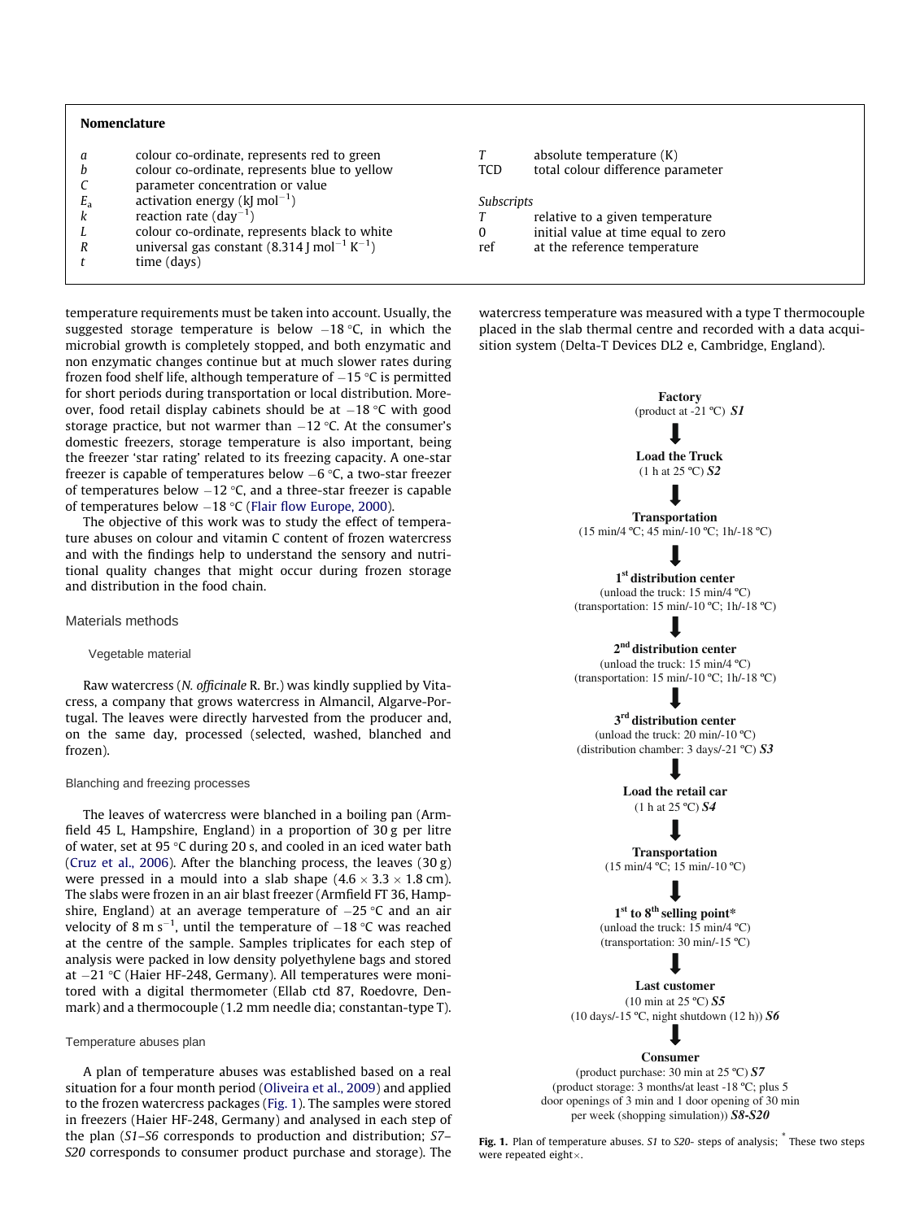## Nomenclature

| | | | |
|---|---|---|---|
| $a$ | colour co-ordinate, represents red to green | $T$ | absolute temperature (K) |
| $b$ | colour co-ordinate, represents blue to yellow | TCD | total colour difference parameter |
| $C$ | parameter concentration or value | | |
| $E_a$ | activation energy (kJ mol$^{-1}$) | *Subscripts* | |
| $k$ | reaction rate (day$^{-1}$) | $T$ | relative to a given temperature |
| $L$ | colour co-ordinate, represents black to white | 0 | initial value at time equal to zero |
| $R$ | universal gas constant (8.314 J mol$^{-1}$ K$^{-1}$) | ref | at the reference temperature |
| $t$ | time (days) | | |

temperature requirements must be taken into account. Usually, the suggested storage temperature is below −18 °C, in which the microbial growth is completely stopped, and both enzymatic and non enzymatic changes continue but at much slower rates during frozen food shelf life, although temperature of −15 °C is permitted for short periods during transportation or local distribution. Moreover, food retail display cabinets should be at −18 °C with good storage practice, but not warmer than −12 °C. At the consumer's domestic freezers, storage temperature is also important, being the freezer 'star rating' related to its freezing capacity. A one-star freezer is capable of temperatures below −6 °C, a two-star freezer of temperatures below −12 °C, and a three-star freezer is capable of temperatures below −18 °C (Flair flow Europe, 2000).

The objective of this work was to study the effect of temperature abuses on colour and vitamin C content of frozen watercress and with the findings help to understand the sensory and nutritional quality changes that might occur during frozen storage and distribution in the food chain.

## Materials methods

### Vegetable material

Raw watercress (*N. officinale* R. Br.) was kindly supplied by Vitacress, a company that grows watercress in Almancil, Algarve-Portugal. The leaves were directly harvested from the producer and, on the same day, processed (selected, washed, blanched and frozen).

### Blanching and freezing processes

The leaves of watercress were blanched in a boiling pan (Armfield 45 L, Hampshire, England) in a proportion of 30 g per litre of water, set at 95 °C during 20 s, and cooled in an iced water bath (Cruz et al., 2006). After the blanching process, the leaves (30 g) were pressed in a mould into a slab shape (4.6 × 3.3 × 1.8 cm). The slabs were frozen in an air blast freezer (Armfield FT 36, Hampshire, England) at an average temperature of −25 °C and an air velocity of 8 m s$^{-1}$, until the temperature of −18 °C was reached at the centre of the sample. Samples triplicates for each step of analysis were packed in low density polyethylene bags and stored at −21 °C (Haier HF-248, Germany). All temperatures were monitored with a digital thermometer (Ellab ctd 87, Roedovre, Denmark) and a thermocouple (1.2 mm needle dia; constantan-type T).

### Temperature abuses plan

A plan of temperature abuses was established based on a real situation for a four month period (Oliveira et al., 2009) and applied to the frozen watercress packages (Fig. 1). The samples were stored in freezers (Haier HF-248, Germany) and analysed in each step of the plan (*S1*–*S6* corresponds to production and distribution; *S7*–*S20* corresponds to consumer product purchase and storage). The watercress temperature was measured with a type T thermocouple placed in the slab thermal centre and recorded with a data acquisition system (Delta-T Devices DL2 e, Cambridge, England).

**Factory**
(product at -21 ºC) ***S1***
↓
**Load the Truck**
(1 h at 25 ºC) ***S2***
↓
**Transportation**
(15 min/4 ºC; 45 min/-10 ºC; 1h/-18 ºC)
↓
**1st distribution center**
(unload the truck: 15 min/4 ºC)
(transportation: 15 min/-10 ºC; 1h/-18 ºC)
↓
**2nd distribution center**
(unload the truck: 15 min/4 ºC)
(transportation: 15 min/-10 ºC; 1h/-18 ºC)
↓
**3rd distribution center**
(unload the truck: 20 min/-10 ºC)
(distribution chamber: 3 days/-21 ºC) ***S3***
↓
**Load the retail car**
(1 h at 25 ºC) ***S4***
↓
**Transportation**
(15 min/4 ºC; 15 min/-10 ºC)
↓
**1st to 8th selling point***
(unload the truck: 15 min/4 ºC)
(transportation: 30 min/-15 ºC)
↓
**Last customer**
(10 min at 25 ºC) ***S5***
(10 days/-15 ºC, night shutdown (12 h)) ***S6***
↓
**Consumer**
(product purchase: 30 min at 25 ºC) ***S7***
(product storage: 3 months/at least -18 ºC; plus 5 door openings of 3 min and 1 door opening of 30 min per week (shopping simulation)) ***S8-S20***

**Fig. 1.** Plan of temperature abuses. *S1* to *S20*- steps of analysis; * These two steps were repeated eight×.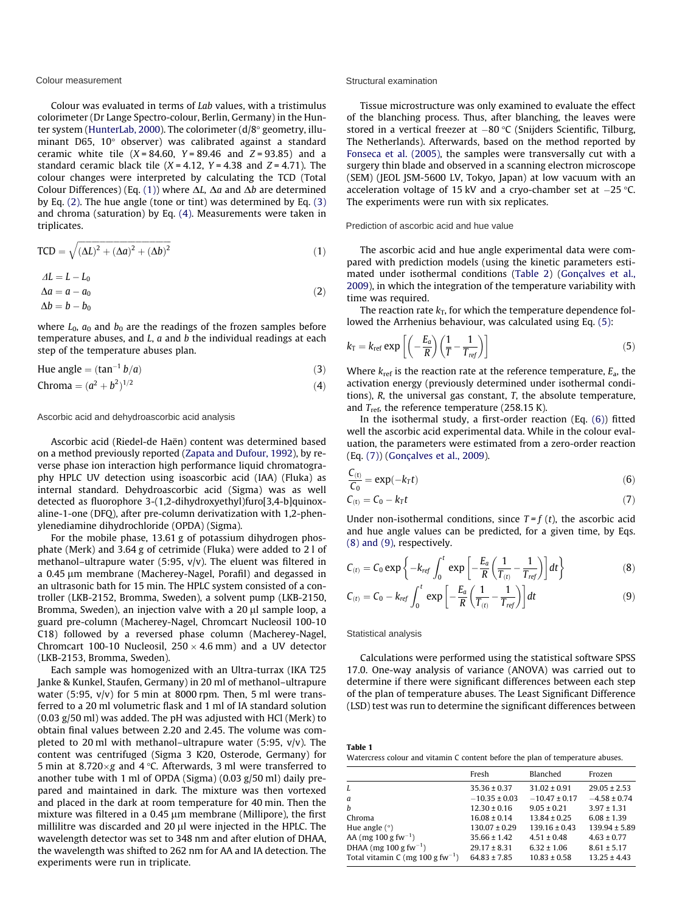### Colour measurement

Colour was evaluated in terms of *Lab* values, with a tristimulus colorimeter (Dr Lange Spectro-colour, Berlin, Germany) in the Hunter system (HunterLab, 2000). The colorimeter (d/8° geometry, illuminant D65, 10° observer) was calibrated against a standard ceramic white tile ($X = 84.60$, $Y = 89.46$ and $Z = 93.85$) and a standard ceramic black tile ($X = 4.12$, $Y = 4.38$ and $Z = 4.71$). The colour changes were interpreted by calculating the TCD (Total Colour Differences) (Eq. (1)) where $\Delta L$, $\Delta a$ and $\Delta b$ are determined by Eq. (2). The hue angle (tone or tint) was determined by Eq. (3) and chroma (saturation) by Eq. (4). Measurements were taken in triplicates.

$$\mathrm{TCD} = \sqrt{(\Delta L)^2 + (\Delta a)^2 + (\Delta b)^2} \tag{1}$$

$$\begin{aligned} \Delta L &= L - L_0 \\ \Delta a &= a - a_0 \\ \Delta b &= b - b_0 \end{aligned} \tag{2}$$

where $L_0$, $a_0$ and $b_0$ are the readings of the frozen samples before temperature abuses, and $L$, $a$ and $b$ the individual readings at each step of the temperature abuses plan.

$$\text{Hue angle} = (\tan^{-1} b/a) \tag{3}$$

$$\text{Chroma} = (a^2 + b^2)^{1/2} \tag{4}$$

### Ascorbic acid and dehydroascorbic acid analysis

Ascorbic acid (Riedel-de Haën) content was determined based on a method previously reported (Zapata and Dufour, 1992), by reverse phase ion interaction high performance liquid chromatography HPLC UV detection using isoascorbic acid (IAA) (Fluka) as internal standard. Dehydroascorbic acid (Sigma) was as well detected as fluorophore 3-(1,2-dihydroxyethyl)furo[3,4-b]quinoxaline-1-one (DFQ), after pre-column derivatization with 1,2-phenylenediamine dihydrochloride (OPDA) (Sigma).

For the mobile phase, 13.61 g of potassium dihydrogen phosphate (Merk) and 3.64 g of cetrimide (Fluka) were added to 2 l of methanol–ultrapure water (5:95, v/v). The eluent was filtered in a 0.45 μm membrane (Macherey-Nagel, Porafil) and degassed in an ultrasonic bath for 15 min. The HPLC system consisted of a controller (LKB-2152, Bromma, Sweden), a solvent pump (LKB-2150, Bromma, Sweden), an injection valve with a 20 μl sample loop, a guard pre-column (Macherey-Nagel, Chromcart Nucleosil 100-10 C18) followed by a reversed phase column (Macherey-Nagel, Chromcart 100-10 Nucleosil, 250 × 4.6 mm) and a UV detector (LKB-2153, Bromma, Sweden).

Each sample was homogenized with an Ultra-turrax (IKA T25 Janke & Kunkel, Staufen, Germany) in 20 ml of methanol–ultrapure water (5:95, v/v) for 5 min at 8000 rpm. Then, 5 ml were transferred to a 20 ml volumetric flask and 1 ml of IA standard solution (0.03 g/50 ml) was added. The pH was adjusted with HCl (Merk) to obtain final values between 2.20 and 2.45. The volume was completed to 20 ml with methanol–ultrapure water (5:95, v/v). The content was centrifuged (Sigma 3 K20, Osterode, Germany) for 5 min at 8.720×*g* and 4 °C. Afterwards, 3 ml were transferred to another tube with 1 ml of OPDA (Sigma) (0.03 g/50 ml) daily prepared and maintained in dark. The mixture was then vortexed and placed in the dark at room temperature for 40 min. Then the mixture was filtered in a 0.45 μm membrane (Millipore), the first millilitre was discarded and 20 μl were injected in the HPLC. The wavelength detector was set to 348 nm and after elution of DHAA, the wavelength was shifted to 262 nm for AA and IA detection. The experiments were run in triplicate.

### Structural examination

Tissue microstructure was only examined to evaluate the effect of the blanching process. Thus, after blanching, the leaves were stored in a vertical freezer at −80 °C (Snijders Scientific, Tilburg, The Netherlands). Afterwards, based on the method reported by Fonseca et al. (2005), the samples were transversally cut with a surgery thin blade and observed in a scanning electron microscope (SEM) (JEOL JSM-5600 LV, Tokyo, Japan) at low vacuum with an acceleration voltage of 15 kV and a cryo-chamber set at −25 °C. The experiments were run with six replicates.

### Prediction of ascorbic acid and hue value

The ascorbic acid and hue angle experimental data were compared with prediction models (using the kinetic parameters estimated under isothermal conditions (Table 2) (Gonçalves et al., 2009), in which the integration of the temperature variability with time was required.

The reaction rate $k_T$, for which the temperature dependence followed the Arrhenius behaviour, was calculated using Eq. (5):

$$k_T = k_{ref} \exp\left[\left(-\frac{E_a}{R}\right)\left(\frac{1}{T} - \frac{1}{T_{ref}}\right)\right] \tag{5}$$

Where $k_{ref}$ is the reaction rate at the reference temperature, $E_a$, the activation energy (previously determined under isothermal conditions), $R$, the universal gas constant, $T$, the absolute temperature, and $T_{ref}$, the reference temperature (258.15 K).

In the isothermal study, a first-order reaction (Eq. (6)) fitted well the ascorbic acid experimental data. While in the colour evaluation, the parameters were estimated from a zero-order reaction (Eq. (7)) (Gonçalves et al., 2009).

$$\frac{C_{(t)}}{C_0} = \exp(-k_T t) \tag{6}$$

$$C_{(t)} = C_0 - k_T t \tag{7}$$

Under non-isothermal conditions, since $T = f(t)$, the ascorbic acid and hue angle values can be predicted, for a given time, by Eqs. (8) and (9), respectively.

$$C_{(t)} = C_0 \exp\left\{-k_{ref}\int_0^t \exp\left[-\frac{E_a}{R}\left(\frac{1}{T_{(t)}} - \frac{1}{T_{ref}}\right)\right]dt\right\} \tag{8}$$

$$C_{(t)} = C_0 - k_{ref}\int_0^t \exp\left[-\frac{E_a}{R}\left(\frac{1}{T_{(t)}} - \frac{1}{T_{ref}}\right)\right]dt \tag{9}$$

### Statistical analysis

Calculations were performed using the statistical software SPSS 17.0. One-way analysis of variance (ANOVA) was carried out to determine if there were significant differences between each step of the plan of temperature abuses. The Least Significant Difference (LSD) test was run to determine the significant differences between

**Table 1**
Watercress colour and vitamin C content before the plan of temperature abuses.

| | Fresh | Blanched | Frozen |
|---|---|---|---|
| $L$ | 35.36 ± 0.37 | 31.02 ± 0.91 | 29.05 ± 2.53 |
| $a$ | −10.35 ± 0.03 | −10.47 ± 0.17 | −4.58 ± 0.74 |
| $b$ | 12.30 ± 0.16 | 9.05 ± 0.21 | 3.97 ± 1.31 |
| Chroma | 16.08 ± 0.14 | 13.84 ± 0.25 | 6.08 ± 1.39 |
| Hue angle (°) | 130.07 ± 0.29 | 139.16 ± 0.43 | 139.94 ± 5.89 |
| AA (mg 100 g $\mathrm{fw}^{-1}$) | 35.66 ± 1.42 | 4.51 ± 0.48 | 4.63 ± 0.77 |
| DHAA (mg 100 g $\mathrm{fw}^{-1}$) | 29.17 ± 8.31 | 6.32 ± 1.06 | 8.61 ± 5.17 |
| Total vitamin C (mg 100 g $\mathrm{fw}^{-1}$) | 64.83 ± 7.85 | 10.83 ± 0.58 | 13.25 ± 4.43 |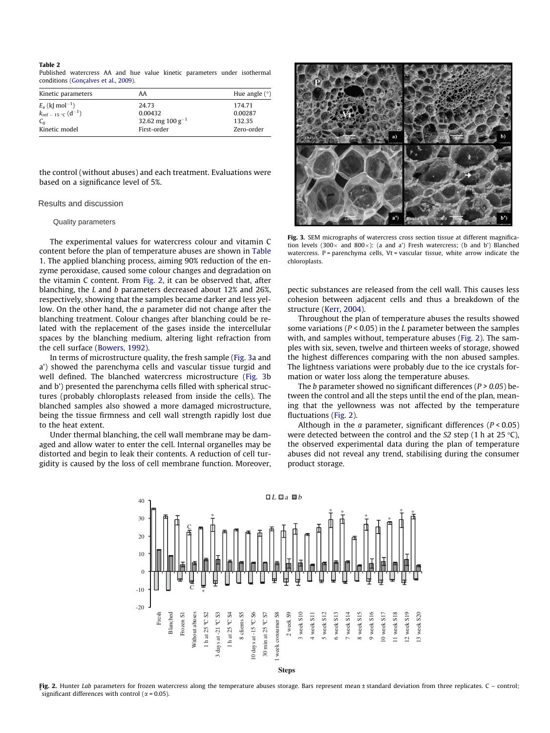**Table 2**
Published watercress AA and hue value kinetic parameters under isothermal conditions (Gonçalves et al., 2009).

| Kinetic parameters | AA | Hue angle (°) |
|---|---|---|
| $E_a$ (kJ mol$^{-1}$) | 24.73 | 174.71 |
| $k_{ref-15\,°C}$ (d$^{-1}$) | 0.00432 | 0.00287 |
| $C_0$ | 32.62 mg 100 g$^{-1}$ | 132.35 |
| Kinetic model | First-order | Zero-order |

the control (without abuses) and each treatment. Evaluations were based on a significance level of 5%.

## Results and discussion

### Quality parameters

The experimental values for watercress colour and vitamin C content before the plan of temperature abuses are shown in Table 1. The applied blanching process, aiming 90% reduction of the enzyme peroxidase, caused some colour changes and degradation on the vitamin C content. From Fig. 2, it can be observed that, after blanching, the *L* and *b* parameters decreased about 12% and 26%, respectively, showing that the samples became darker and less yellow. On the other hand, the *a* parameter did not change after the blanching treatment. Colour changes after blanching could be related with the replacement of the gases inside the intercellular spaces by the blanching medium, altering light refraction from the cell surface (Bowers, 1992).

In terms of microstructure quality, the fresh sample (Fig. 3a and a') showed the parenchyma cells and vascular tissue turgid and well defined. The blanched watercress microstructure (Fig. 3b and b') presented the parenchyma cells filled with spherical structures (probably chloroplasts released from inside the cells). The blanched samples also showed a more damaged microstructure, being the tissue firmness and cell wall strength rapidly lost due to the heat extent.

Under thermal blanching, the cell wall membrane may be damaged and allow water to enter the cell. Internal organelles may be distorted and begin to leak their contents. A reduction of cell turgidity is caused by the loss of cell membrane function. Moreover, pectic substances are released from the cell wall. This causes less cohesion between adjacent cells and thus a breakdown of the structure (Kerr, 2004).

**Fig. 3.** SEM micrographs of watercress cross section tissue at different magnification levels (300× and 800×): (a and a') Fresh watercress; (b and b') Blanched watercress. P = parenchyma cells, Vt = vascular tissue, white arrow indicate the chloroplasts.

Throughout the plan of temperature abuses the results showed some variations ($P < 0.05$) in the *L* parameter between the samples with, and samples without, temperature abuses (Fig. 2). The samples with six, seven, twelve and thirteen weeks of storage, showed the highest differences comparing with the non abused samples. The lightness variations were probably due to the ice crystals formation or water loss along the temperature abuses.

The *b* parameter showed no significant differences ($P > 0.05$) between the control and all the steps until the end of the plan, meaning that the yellowness was not affected by the temperature fluctuations (Fig. 2).

Although in the *a* parameter, significant differences ($P < 0.05$) were detected between the control and the *S2* step (1 h at 25 °C), the observed experimental data during the plan of temperature abuses did not reveal any trend, stabilising during the consumer product storage.

**Fig. 2.** Hunter *Lab* parameters for frozen watercress along the temperature abuses storage. Bars represent mean ± standard deviation from three replicates. C – control; * significant differences with control (α = 0.05).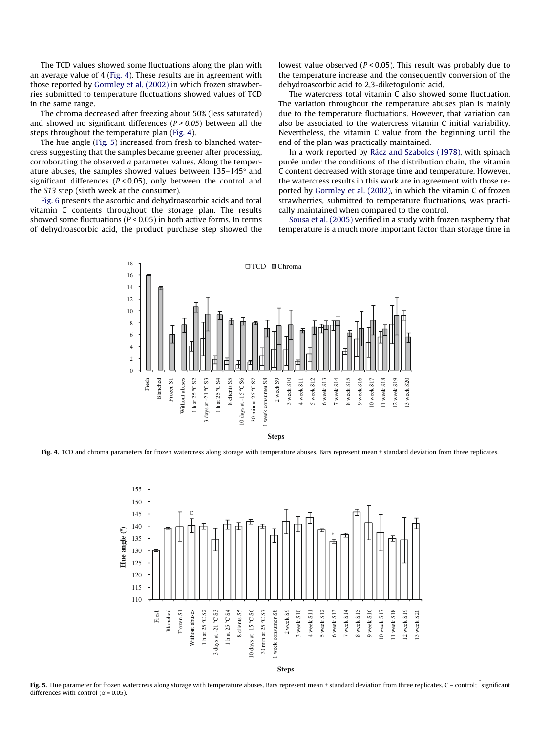The TCD values showed some fluctuations along the plan with an average value of 4 (Fig. 4). These results are in agreement with those reported by Gormley et al. (2002) in which frozen strawberries submitted to temperature fluctuations showed values of TCD in the same range.

The chroma decreased after freezing about 50% (less saturated) and showed no significant differences ($P > 0.05$) between all the steps throughout the temperature plan (Fig. 4).

The hue angle (Fig. 5) increased from fresh to blanched watercress suggesting that the samples became greener after processing, corroborating the observed *a* parameter values. Along the temperature abuses, the samples showed values between 135–145° and significant differences ($P < 0.05$), only between the control and the *S13* step (sixth week at the consumer).

Fig. 6 presents the ascorbic and dehydroascorbic acids and total vitamin C contents throughout the storage plan. The results showed some fluctuations ($P < 0.05$) in both active forms. In terms of dehydroascorbic acid, the product purchase step showed the lowest value observed ($P < 0.05$). This result was probably due to the temperature increase and the consequently conversion of the dehydroascorbic acid to 2,3-diketogulonic acid.

The watercress total vitamin C also showed some fluctuation. The variation throughout the temperature abuses plan is mainly due to the temperature fluctuations. However, that variation can also be associated to the watercress vitamin C initial variability. Nevertheless, the vitamin C value from the beginning until the end of the plan was practically maintained.

In a work reported by Rácz and Szabolcs (1978), with spinach purée under the conditions of the distribution chain, the vitamin C content decreased with storage time and temperature. However, the watercress results in this work are in agreement with those reported by Gormley et al. (2002), in which the vitamin C of frozen strawberries, submitted to temperature fluctuations, was practically maintained when compared to the control.

Sousa et al. (2005) verified in a study with frozen raspberry that temperature is a much more important factor than storage time in

**Fig. 4.** TCD and chroma parameters for frozen watercress along storage with temperature abuses. Bars represent mean ± standard deviation from three replicates.

**Fig. 5.** Hue parameter for frozen watercress along storage with temperature abuses. Bars represent mean ± standard deviation from three replicates. C – control; * significant differences with control (α = 0.05).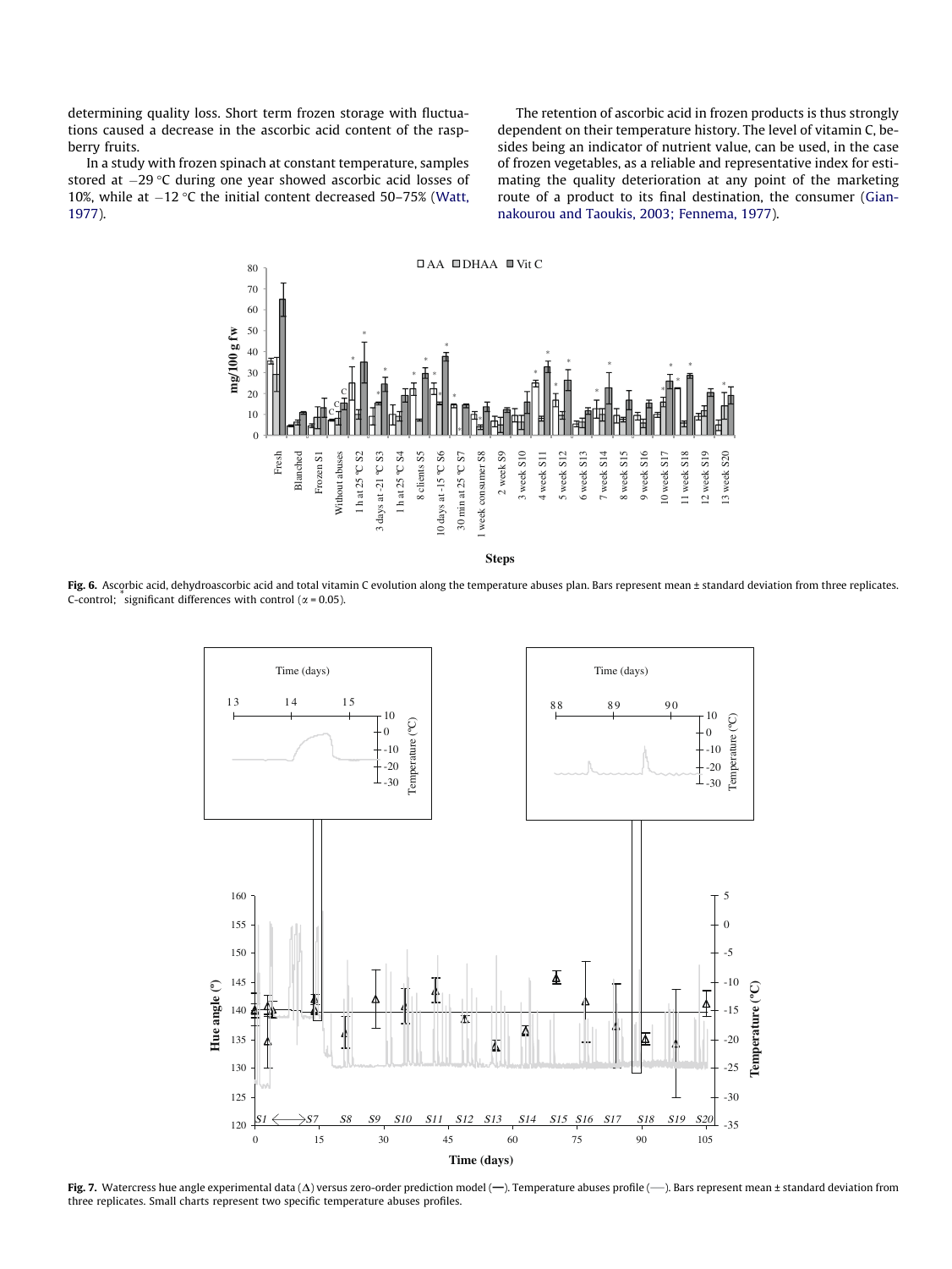determining quality loss. Short term frozen storage with fluctuations caused a decrease in the ascorbic acid content of the raspberry fruits.

In a study with frozen spinach at constant temperature, samples stored at −29 °C during one year showed ascorbic acid losses of 10%, while at −12 °C the initial content decreased 50–75% (Watt, 1977).

The retention of ascorbic acid in frozen products is thus strongly dependent on their temperature history. The level of vitamin C, besides being an indicator of nutrient value, can be used, in the case of frozen vegetables, as a reliable and representative index for estimating the quality deterioration at any point of the marketing route of a product to its final destination, the consumer (Giannakourou and Taoukis, 2003; Fennema, 1977).

**Fig. 6.** Ascorbic acid, dehydroascorbic acid and total vitamin C evolution along the temperature abuses plan. Bars represent mean ± standard deviation from three replicates. C-control; * significant differences with control ($\alpha = 0.05$).

**Fig. 7.** Watercress hue angle experimental data (Δ) versus zero-order prediction model (—). Temperature abuses profile (—). Bars represent mean ± standard deviation from three replicates. Small charts represent two specific temperature abuses profiles.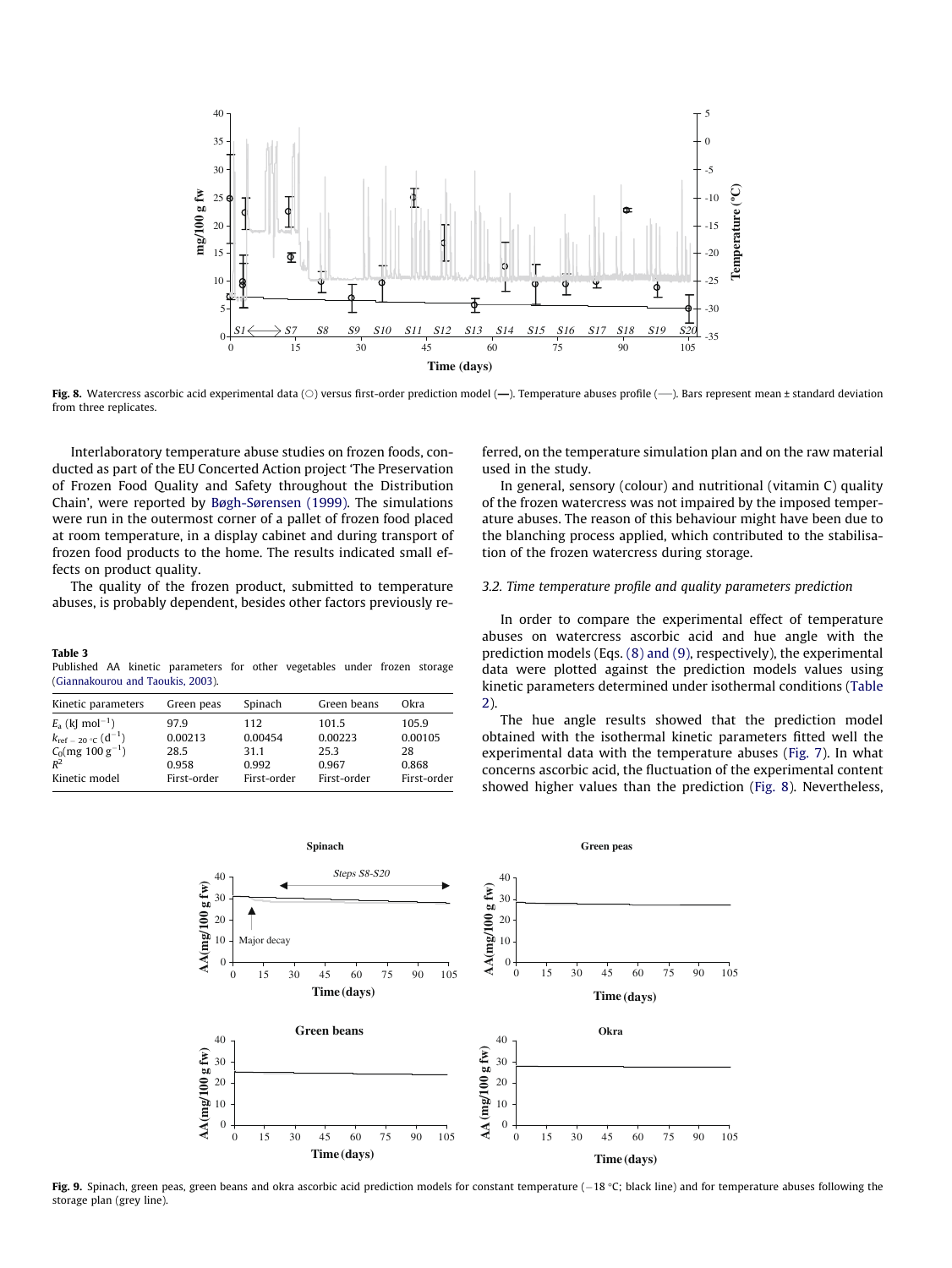Fig. 8. Watercress ascorbic acid experimental data (○) versus first-order prediction model (—). Temperature abuses profile (—). Bars represent mean ± standard deviation from three replicates.

Interlaboratory temperature abuse studies on frozen foods, conducted as part of the EU Concerted Action project 'The Preservation of Frozen Food Quality and Safety throughout the Distribution Chain', were reported by Bøgh-Sørensen (1999). The simulations were run in the outermost corner of a pallet of frozen food placed at room temperature, in a display cabinet and during transport of frozen food products to the home. The results indicated small effects on product quality.

The quality of the frozen product, submitted to temperature abuses, is probably dependent, besides other factors previously referred, on the temperature simulation plan and on the raw material used in the study.

In general, sensory (colour) and nutritional (vitamin C) quality of the frozen watercress was not impaired by the imposed temperature abuses. The reason of this behaviour might have been due to the blanching process applied, which contributed to the stabilisation of the frozen watercress during storage.

**Table 3**
Published AA kinetic parameters for other vegetables under frozen storage (Giannakourou and Taoukis, 2003).

| Kinetic parameters | Green peas | Spinach | Green beans | Okra |
|---|---|---|---|---|
| $E_a$ (kJ mol$^{-1}$) | 97.9 | 112 | 101.5 | 105.9 |
| $k_{ref\ -20\ °C}$ (d$^{-1}$) | 0.00213 | 0.00454 | 0.00223 | 0.00105 |
| $C_0$(mg 100 g$^{-1}$) | 28.5 | 31.1 | 25.3 | 28 |
| $R^2$ | 0.958 | 0.992 | 0.967 | 0.868 |
| Kinetic model | First-order | First-order | First-order | First-order |

### 3.2. Time temperature profile and quality parameters prediction

In order to compare the experimental effect of temperature abuses on watercress ascorbic acid and hue angle with the prediction models (Eqs. (8) and (9), respectively), the experimental data were plotted against the prediction models values using kinetic parameters determined under isothermal conditions (Table 2).

The hue angle results showed that the prediction model obtained with the isothermal kinetic parameters fitted well the experimental data with the temperature abuses (Fig. 7). In what concerns ascorbic acid, the fluctuation of the experimental content showed higher values than the prediction (Fig. 8). Nevertheless,

Fig. 9. Spinach, green peas, green beans and okra ascorbic acid prediction models for constant temperature (−18 °C; black line) and for temperature abuses following the storage plan (grey line).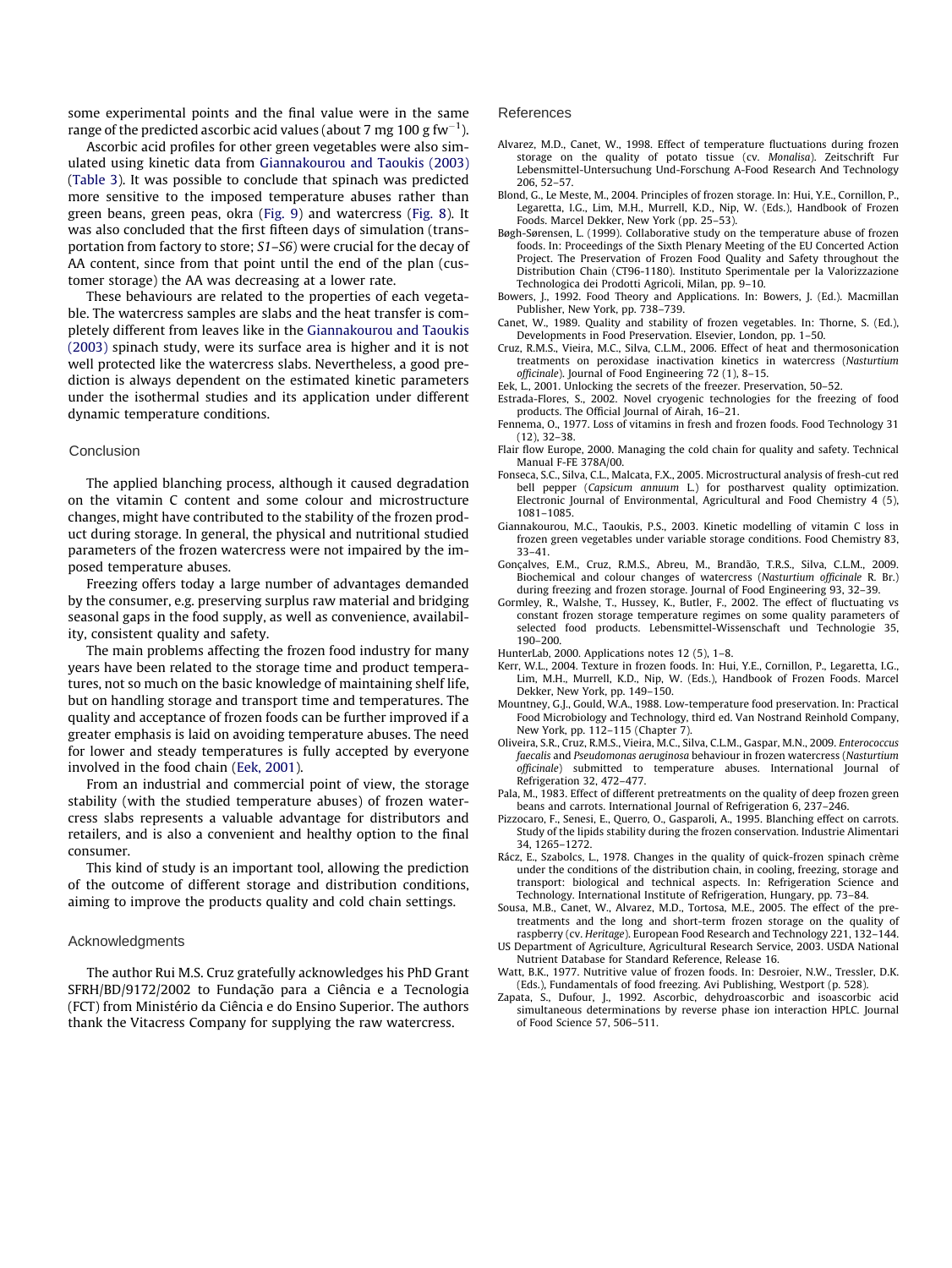some experimental points and the final value were in the same range of the predicted ascorbic acid values (about 7 mg 100 g fw$^{-1}$).

Ascorbic acid profiles for other green vegetables were also simulated using kinetic data from Giannakourou and Taoukis (2003) (Table 3). It was possible to conclude that spinach was predicted more sensitive to the imposed temperature abuses rather than green beans, green peas, okra (Fig. 9) and watercress (Fig. 8). It was also concluded that the first fifteen days of simulation (transportation from factory to store; *S1–S6*) were crucial for the decay of AA content, since from that point until the end of the plan (customer storage) the AA was decreasing at a lower rate.

These behaviours are related to the properties of each vegetable. The watercress samples are slabs and the heat transfer is completely different from leaves like in the Giannakourou and Taoukis (2003) spinach study, were its surface area is higher and it is not well protected like the watercress slabs. Nevertheless, a good prediction is always dependent on the estimated kinetic parameters under the isothermal studies and its application under different dynamic temperature conditions.

## Conclusion

The applied blanching process, although it caused degradation on the vitamin C content and some colour and microstructure changes, might have contributed to the stability of the frozen product during storage. In general, the physical and nutritional studied parameters of the frozen watercress were not impaired by the imposed temperature abuses.

Freezing offers today a large number of advantages demanded by the consumer, e.g. preserving surplus raw material and bridging seasonal gaps in the food supply, as well as convenience, availability, consistent quality and safety.

The main problems affecting the frozen food industry for many years have been related to the storage time and product temperatures, not so much on the basic knowledge of maintaining shelf life, but on handling storage and transport time and temperatures. The quality and acceptance of frozen foods can be further improved if a greater emphasis is laid on avoiding temperature abuses. The need for lower and steady temperatures is fully accepted by everyone involved in the food chain (Eek, 2001).

From an industrial and commercial point of view, the storage stability (with the studied temperature abuses) of frozen watercress slabs represents a valuable advantage for distributors and retailers, and is also a convenient and healthy option to the final consumer.

This kind of study is an important tool, allowing the prediction of the outcome of different storage and distribution conditions, aiming to improve the products quality and cold chain settings.

## Acknowledgments

The author Rui M.S. Cruz gratefully acknowledges his PhD Grant SFRH/BD/9172/2002 to Fundação para a Ciência e a Tecnologia (FCT) from Ministério da Ciência e do Ensino Superior. The authors thank the Vitacress Company for supplying the raw watercress.

## References

Alvarez, M.D., Canet, W., 1998. Effect of temperature fluctuations during frozen storage on the quality of potato tissue (cv. *Monalisa*). Zeitschrift Fur Lebensmittel-Untersuchung Und-Forschung A-Food Research And Technology 206, 52–57.

Blond, G., Le Meste, M., 2004. Principles of frozen storage. In: Hui, Y.E., Cornillon, P., Legaretta, I.G., Lim, M.H., Murrell, K.D., Nip, W. (Eds.), Handbook of Frozen Foods. Marcel Dekker, New York (pp. 25–53).

Bøgh-Sørensen, L. (1999). Collaborative study on the temperature abuse of frozen foods. In: Proceedings of the Sixth Plenary Meeting of the EU Concerted Action Project. The Preservation of Frozen Food Quality and Safety throughout the Distribution Chain (CT96-1180). Instituto Sperimentale per la Valorizzazione Technologica dei Prodotti Agricoli, Milan, pp. 9–10.

Bowers, J., 1992. Food Theory and Applications. In: Bowers, J. (Ed.). Macmillan Publisher, New York, pp. 738–739.

Canet, W., 1989. Quality and stability of frozen vegetables. In: Thorne, S. (Ed.), Developments in Food Preservation. Elsevier, London, pp. 1–50.

Cruz, R.M.S., Vieira, M.C., Silva, C.L.M., 2006. Effect of heat and thermosonication treatments on peroxidase inactivation kinetics in watercress (*Nasturtium officinale*). Journal of Food Engineering 72 (1), 8–15.

Eek, L., 2001. Unlocking the secrets of the freezer. Preservation, 50–52.

Estrada-Flores, S., 2002. Novel cryogenic technologies for the freezing of food products. The Official Journal of Airah, 16–21.

Fennema, O., 1977. Loss of vitamins in fresh and frozen foods. Food Technology 31 (12), 32–38.

Flair flow Europe, 2000. Managing the cold chain for quality and safety. Technical Manual F-FE 378A/00.

Fonseca, S.C., Silva, C.L., Malcata, F.X., 2005. Microstructural analysis of fresh-cut red bell pepper (*Capsicum annuum* L.) for postharvest quality optimization. Electronic Journal of Environmental, Agricultural and Food Chemistry 4 (5), 1081–1085.

Giannakourou, M.C., Taoukis, P.S., 2003. Kinetic modelling of vitamin C loss in frozen green vegetables under variable storage conditions. Food Chemistry 83, 33–41.

Gonçalves, E.M., Cruz, R.M.S., Abreu, M., Brandão, T.R.S., Silva, C.L.M., 2009. Biochemical and colour changes of watercress (*Nasturtium officinale* R. Br.) during freezing and frozen storage. Journal of Food Engineering 93, 32–39.

Gormley, R., Walshe, T., Hussey, K., Butler, F., 2002. The effect of fluctuating vs constant frozen storage temperature regimes on some quality parameters of selected food products. Lebensmittel-Wissenschaft und Technologie 35, 190–200.

HunterLab, 2000. Applications notes 12 (5), 1–8.

Kerr, W.L., 2004. Texture in frozen foods. In: Hui, Y.E., Cornillon, P., Legaretta, I.G., Lim, M.H., Murrell, K.D., Nip, W. (Eds.), Handbook of Frozen Foods. Marcel Dekker, New York, pp. 149–150.

Mountney, G.J., Gould, W.A., 1988. Low-temperature food preservation. In: Practical Food Microbiology and Technology, third ed. Van Nostrand Reinhold Company, New York, pp. 112–115 (Chapter 7).

Oliveira, S.R., Cruz, R.M.S., Vieira, M.C., Silva, C.L.M., Gaspar, M.N., 2009. *Enterococcus faecalis* and *Pseudomonas aeruginosa* behaviour in frozen watercress (*Nasturtium officinale*) submitted to temperature abuses. International Journal of Refrigeration 32, 472–477.

Pala, M., 1983. Effect of different pretreatments on the quality of deep frozen green beans and carrots. International Journal of Refrigeration 6, 237–246.

Pizzocaro, F., Senesi, E., Querro, O., Gasparoli, A., 1995. Blanching effect on carrots. Study of the lipids stability during the frozen conservation. Industrie Alimentari 34, 1265–1272.

Rácz, E., Szabolcs, L., 1978. Changes in the quality of quick-frozen spinach crème under the conditions of the distribution chain, in cooling, freezing, storage and transport: biological and technical aspects. In: Refrigeration Science and Technology. International Institute of Refrigeration, Hungary, pp. 73–84.

Sousa, M.B., Canet, W., Alvarez, M.D., Tortosa, M.E., 2005. The effect of the pretreatments and the long and short-term frozen storage on the quality of raspberry (cv. *Heritage*). European Food Research and Technology 221, 132–144.

US Department of Agriculture, Agricultural Research Service, 2003. USDA National Nutrient Database for Standard Reference, Release 16.

Watt, B.K., 1977. Nutritive value of frozen foods. In: Desroier, N.W., Tressler, D.K. (Eds.), Fundamentals of food freezing. Avi Publishing, Westport (p. 528).

Zapata, S., Dufour, J., 1992. Ascorbic, dehydroascorbic and isoascorbic acid simultaneous determinations by reverse phase ion interaction HPLC. Journal of Food Science 57, 506–511.